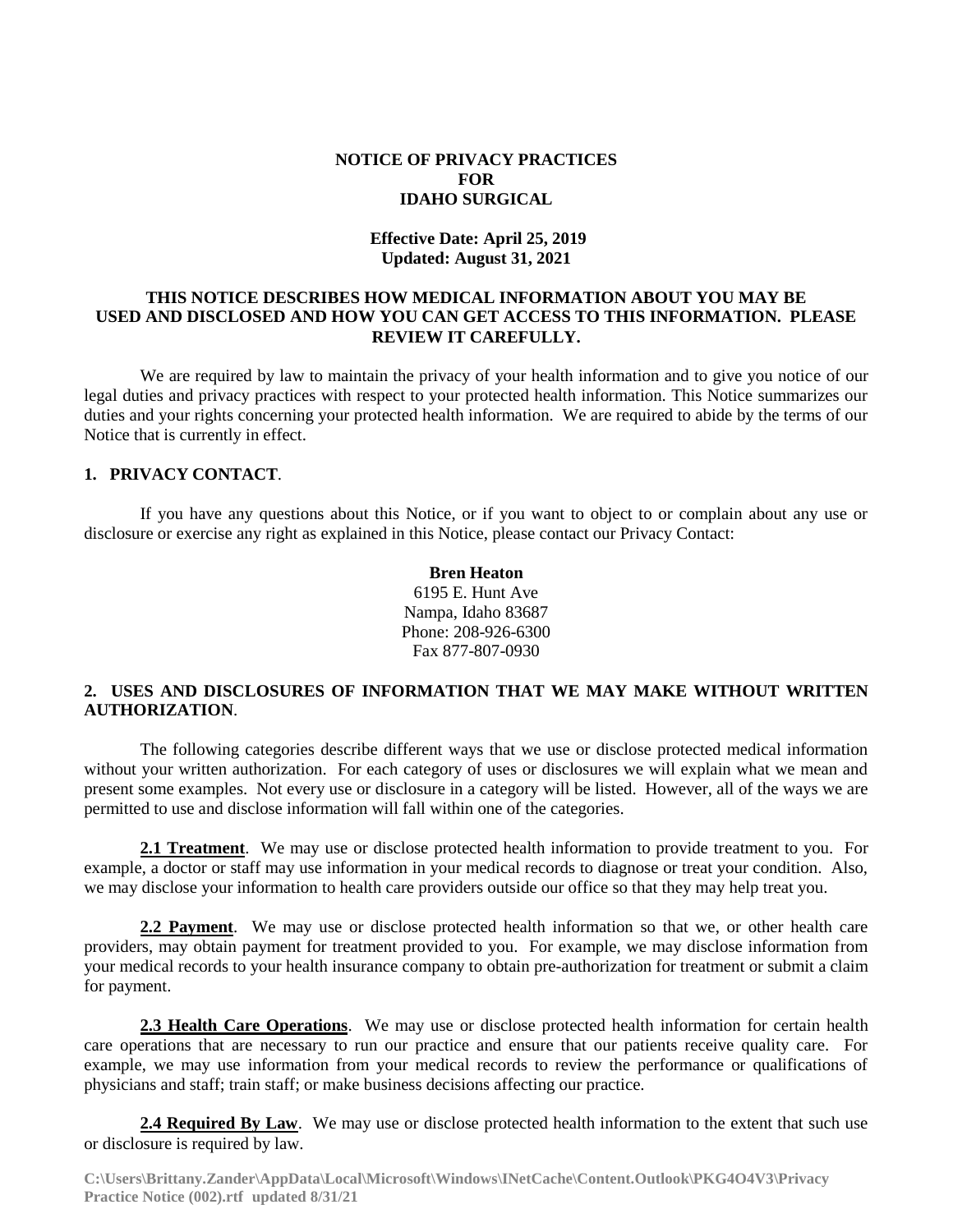# NOTICE OF PRIVACY PRACTICES
# FOR
# IDAHO SURGICAL

**Effective Date: April 25, 2019**
**Updated: August 31, 2021**

**THIS NOTICE DESCRIBES HOW MEDICAL INFORMATION ABOUT YOU MAY BE USED AND DISCLOSED AND HOW YOU CAN GET ACCESS TO THIS INFORMATION. PLEASE REVIEW IT CAREFULLY.**

We are required by law to maintain the privacy of your health information and to give you notice of our legal duties and privacy practices with respect to your protected health information. This Notice summarizes our duties and your rights concerning your protected health information. We are required to abide by the terms of our Notice that is currently in effect.

## 1. PRIVACY CONTACT.

If you have any questions about this Notice, or if you want to object to or complain about any use or disclosure or exercise any right as explained in this Notice, please contact our Privacy Contact:

**Bren Heaton**
6195 E. Hunt Ave
Nampa, Idaho 83687
Phone: 208-926-6300
Fax 877-807-0930

## 2. USES AND DISCLOSURES OF INFORMATION THAT WE MAY MAKE WITHOUT WRITTEN AUTHORIZATION.

The following categories describe different ways that we use or disclose protected medical information without your written authorization. For each category of uses or disclosures we will explain what we mean and present some examples. Not every use or disclosure in a category will be listed. However, all of the ways we are permitted to use and disclose information will fall within one of the categories.

**2.1 Treatment**. We may use or disclose protected health information to provide treatment to you. For example, a doctor or staff may use information in your medical records to diagnose or treat your condition. Also, we may disclose your information to health care providers outside our office so that they may help treat you.

**2.2 Payment**. We may use or disclose protected health information so that we, or other health care providers, may obtain payment for treatment provided to you. For example, we may disclose information from your medical records to your health insurance company to obtain pre-authorization for treatment or submit a claim for payment.

**2.3 Health Care Operations**. We may use or disclose protected health information for certain health care operations that are necessary to run our practice and ensure that our patients receive quality care. For example, we may use information from your medical records to review the performance or qualifications of physicians and staff; train staff; or make business decisions affecting our practice.

**2.4 Required By Law**. We may use or disclose protected health information to the extent that such use or disclosure is required by law.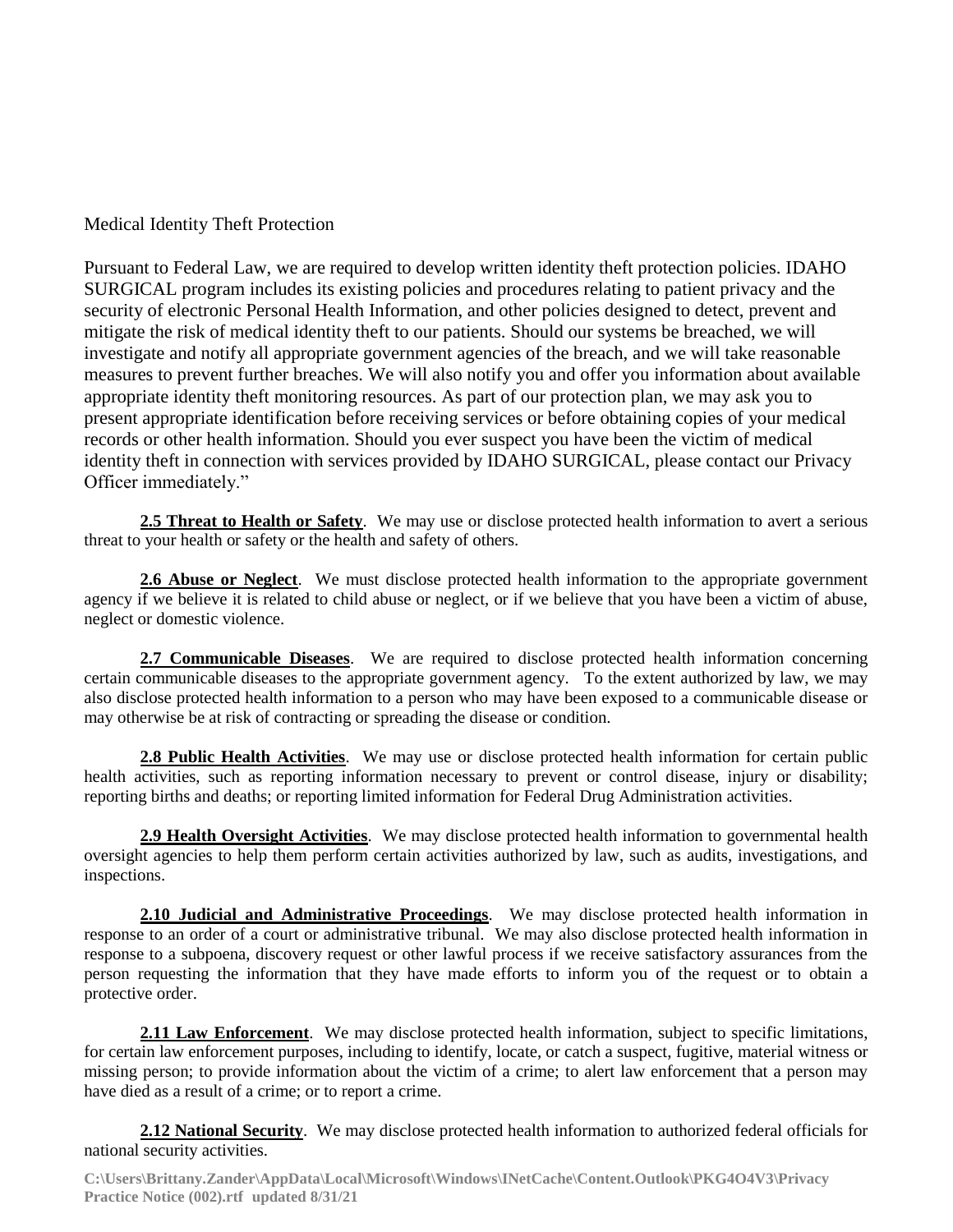Medical Identity Theft Protection

Pursuant to Federal Law, we are required to develop written identity theft protection policies. IDAHO SURGICAL program includes its existing policies and procedures relating to patient privacy and the security of electronic Personal Health Information, and other policies designed to detect, prevent and mitigate the risk of medical identity theft to our patients. Should our systems be breached, we will investigate and notify all appropriate government agencies of the breach, and we will take reasonable measures to prevent further breaches. We will also notify you and offer you information about available appropriate identity theft monitoring resources. As part of our protection plan, we may ask you to present appropriate identification before receiving services or before obtaining copies of your medical records or other health information. Should you ever suspect you have been the victim of medical identity theft in connection with services provided by IDAHO SURGICAL, please contact our Privacy Officer immediately."

**2.5 Threat to Health or Safety**. We may use or disclose protected health information to avert a serious threat to your health or safety or the health and safety of others.

**2.6 Abuse or Neglect**. We must disclose protected health information to the appropriate government agency if we believe it is related to child abuse or neglect, or if we believe that you have been a victim of abuse, neglect or domestic violence.

**2.7 Communicable Diseases**. We are required to disclose protected health information concerning certain communicable diseases to the appropriate government agency. To the extent authorized by law, we may also disclose protected health information to a person who may have been exposed to a communicable disease or may otherwise be at risk of contracting or spreading the disease or condition.

**2.8 Public Health Activities**. We may use or disclose protected health information for certain public health activities, such as reporting information necessary to prevent or control disease, injury or disability; reporting births and deaths; or reporting limited information for Federal Drug Administration activities.

**2.9 Health Oversight Activities**. We may disclose protected health information to governmental health oversight agencies to help them perform certain activities authorized by law, such as audits, investigations, and inspections.

**2.10 Judicial and Administrative Proceedings**. We may disclose protected health information in response to an order of a court or administrative tribunal. We may also disclose protected health information in response to a subpoena, discovery request or other lawful process if we receive satisfactory assurances from the person requesting the information that they have made efforts to inform you of the request or to obtain a protective order.

**2.11 Law Enforcement**. We may disclose protected health information, subject to specific limitations, for certain law enforcement purposes, including to identify, locate, or catch a suspect, fugitive, material witness or missing person; to provide information about the victim of a crime; to alert law enforcement that a person may have died as a result of a crime; or to report a crime.

**2.12 National Security**. We may disclose protected health information to authorized federal officials for national security activities.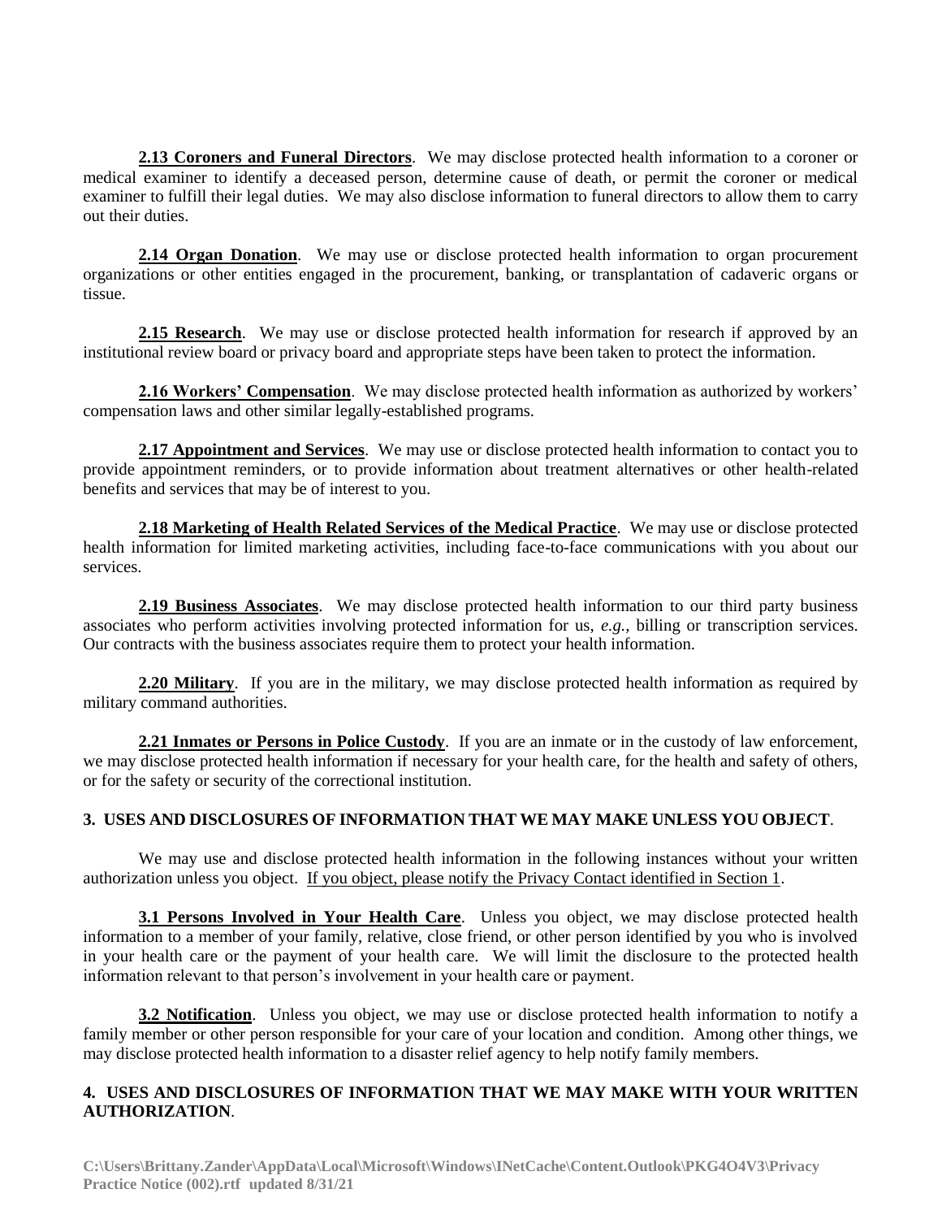**2.13 Coroners and Funeral Directors**. We may disclose protected health information to a coroner or medical examiner to identify a deceased person, determine cause of death, or permit the coroner or medical examiner to fulfill their legal duties. We may also disclose information to funeral directors to allow them to carry out their duties.

**2.14 Organ Donation**. We may use or disclose protected health information to organ procurement organizations or other entities engaged in the procurement, banking, or transplantation of cadaveric organs or tissue.

**2.15 Research**. We may use or disclose protected health information for research if approved by an institutional review board or privacy board and appropriate steps have been taken to protect the information.

**2.16 Workers' Compensation**. We may disclose protected health information as authorized by workers' compensation laws and other similar legally-established programs.

**2.17 Appointment and Services**. We may use or disclose protected health information to contact you to provide appointment reminders, or to provide information about treatment alternatives or other health-related benefits and services that may be of interest to you.

**2.18 Marketing of Health Related Services of the Medical Practice**. We may use or disclose protected health information for limited marketing activities, including face-to-face communications with you about our services.

**2.19 Business Associates**. We may disclose protected health information to our third party business associates who perform activities involving protected information for us, *e.g.,* billing or transcription services. Our contracts with the business associates require them to protect your health information.

**2.20 Military**. If you are in the military, we may disclose protected health information as required by military command authorities.

**2.21 Inmates or Persons in Police Custody**. If you are an inmate or in the custody of law enforcement, we may disclose protected health information if necessary for your health care, for the health and safety of others, or for the safety or security of the correctional institution.

## 3. USES AND DISCLOSURES OF INFORMATION THAT WE MAY MAKE UNLESS YOU OBJECT.

We may use and disclose protected health information in the following instances without your written authorization unless you object. If you object, please notify the Privacy Contact identified in Section 1.

**3.1 Persons Involved in Your Health Care**. Unless you object, we may disclose protected health information to a member of your family, relative, close friend, or other person identified by you who is involved in your health care or the payment of your health care. We will limit the disclosure to the protected health information relevant to that person's involvement in your health care or payment.

**3.2 Notification**. Unless you object, we may use or disclose protected health information to notify a family member or other person responsible for your care of your location and condition. Among other things, we may disclose protected health information to a disaster relief agency to help notify family members.

## 4. USES AND DISCLOSURES OF INFORMATION THAT WE MAY MAKE WITH YOUR WRITTEN AUTHORIZATION.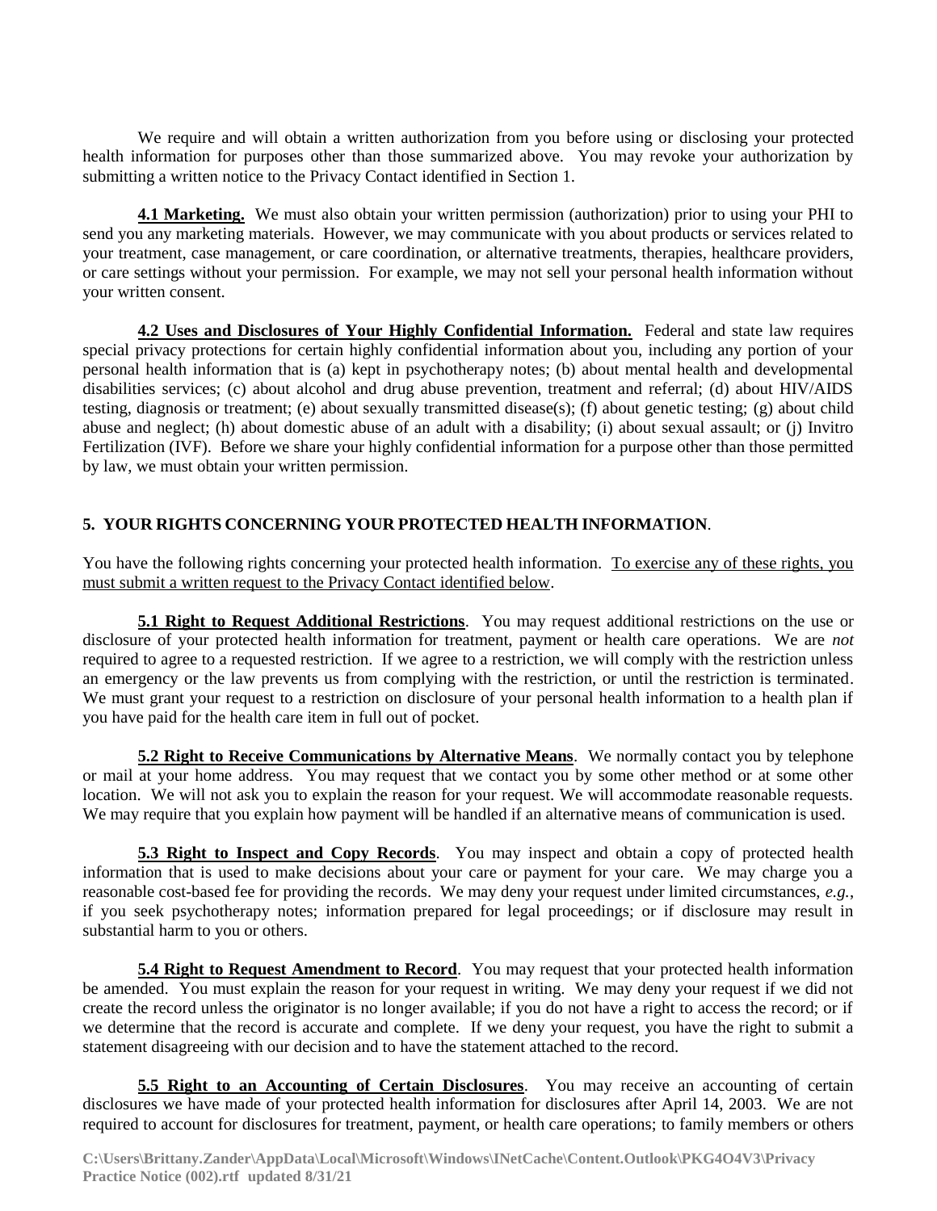We require and will obtain a written authorization from you before using or disclosing your protected health information for purposes other than those summarized above. You may revoke your authorization by submitting a written notice to the Privacy Contact identified in Section 1.

**4.1 Marketing.** We must also obtain your written permission (authorization) prior to using your PHI to send you any marketing materials. However, we may communicate with you about products or services related to your treatment, case management, or care coordination, or alternative treatments, therapies, healthcare providers, or care settings without your permission. For example, we may not sell your personal health information without your written consent.

**4.2 Uses and Disclosures of Your Highly Confidential Information.** Federal and state law requires special privacy protections for certain highly confidential information about you, including any portion of your personal health information that is (a) kept in psychotherapy notes; (b) about mental health and developmental disabilities services; (c) about alcohol and drug abuse prevention, treatment and referral; (d) about HIV/AIDS testing, diagnosis or treatment; (e) about sexually transmitted disease(s); (f) about genetic testing; (g) about child abuse and neglect; (h) about domestic abuse of an adult with a disability; (i) about sexual assault; or (j) Invitro Fertilization (IVF). Before we share your highly confidential information for a purpose other than those permitted by law, we must obtain your written permission.

## 5. YOUR RIGHTS CONCERNING YOUR PROTECTED HEALTH INFORMATION.

You have the following rights concerning your protected health information. To exercise any of these rights, you must submit a written request to the Privacy Contact identified below.

**5.1 Right to Request Additional Restrictions**. You may request additional restrictions on the use or disclosure of your protected health information for treatment, payment or health care operations. We are *not* required to agree to a requested restriction. If we agree to a restriction, we will comply with the restriction unless an emergency or the law prevents us from complying with the restriction, or until the restriction is terminated. We must grant your request to a restriction on disclosure of your personal health information to a health plan if you have paid for the health care item in full out of pocket.

**5.2 Right to Receive Communications by Alternative Means**. We normally contact you by telephone or mail at your home address. You may request that we contact you by some other method or at some other location. We will not ask you to explain the reason for your request. We will accommodate reasonable requests. We may require that you explain how payment will be handled if an alternative means of communication is used.

**5.3 Right to Inspect and Copy Records**. You may inspect and obtain a copy of protected health information that is used to make decisions about your care or payment for your care. We may charge you a reasonable cost-based fee for providing the records. We may deny your request under limited circumstances, *e.g.*, if you seek psychotherapy notes; information prepared for legal proceedings; or if disclosure may result in substantial harm to you or others.

**5.4 Right to Request Amendment to Record**. You may request that your protected health information be amended. You must explain the reason for your request in writing. We may deny your request if we did not create the record unless the originator is no longer available; if you do not have a right to access the record; or if we determine that the record is accurate and complete. If we deny your request, you have the right to submit a statement disagreeing with our decision and to have the statement attached to the record.

**5.5 Right to an Accounting of Certain Disclosures**. You may receive an accounting of certain disclosures we have made of your protected health information for disclosures after April 14, 2003. We are not required to account for disclosures for treatment, payment, or health care operations; to family members or others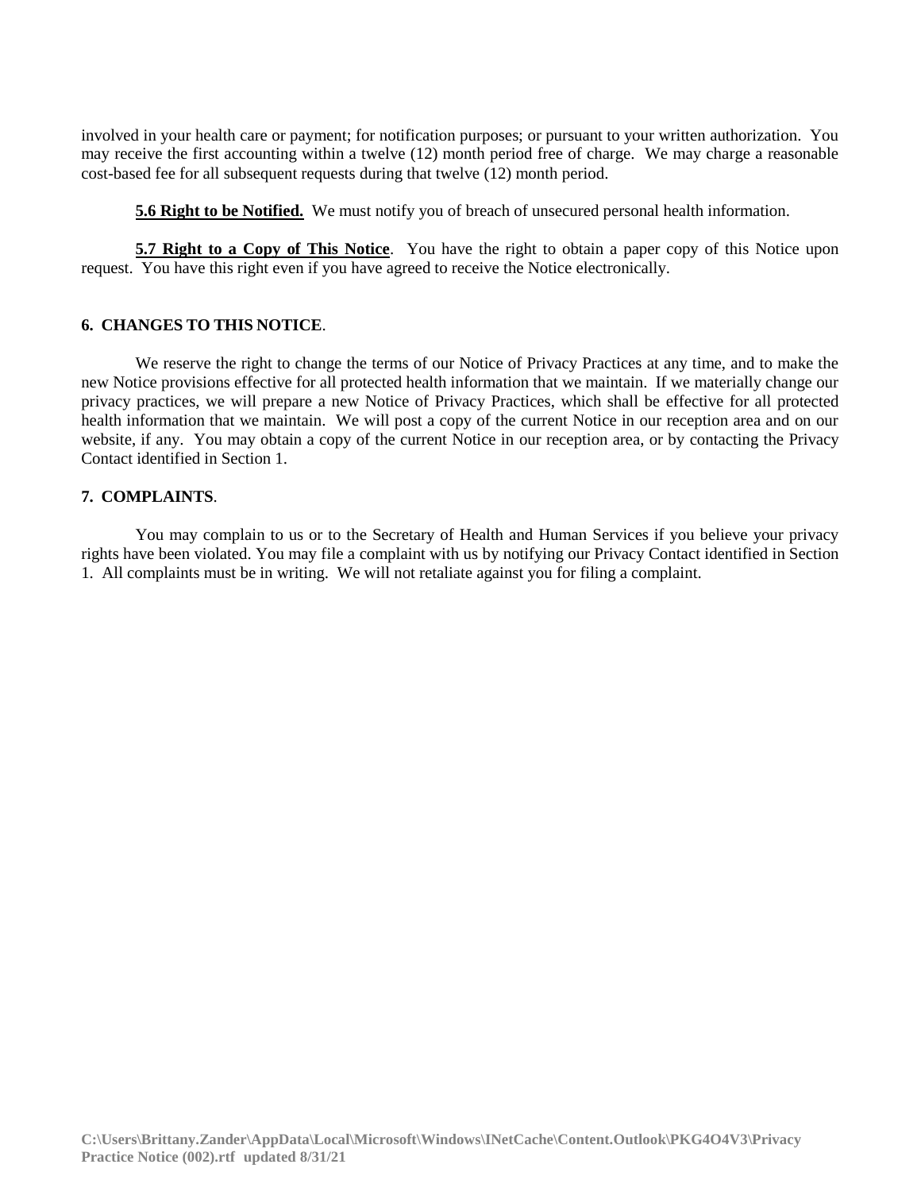involved in your health care or payment; for notification purposes; or pursuant to your written authorization. You may receive the first accounting within a twelve (12) month period free of charge. We may charge a reasonable cost-based fee for all subsequent requests during that twelve (12) month period.

**5.6 Right to be Notified.** We must notify you of breach of unsecured personal health information.

**5.7 Right to a Copy of This Notice**. You have the right to obtain a paper copy of this Notice upon request. You have this right even if you have agreed to receive the Notice electronically.

## 6. CHANGES TO THIS NOTICE.

We reserve the right to change the terms of our Notice of Privacy Practices at any time, and to make the new Notice provisions effective for all protected health information that we maintain. If we materially change our privacy practices, we will prepare a new Notice of Privacy Practices, which shall be effective for all protected health information that we maintain. We will post a copy of the current Notice in our reception area and on our website, if any. You may obtain a copy of the current Notice in our reception area, or by contacting the Privacy Contact identified in Section 1.

## 7. COMPLAINTS.

You may complain to us or to the Secretary of Health and Human Services if you believe your privacy rights have been violated. You may file a complaint with us by notifying our Privacy Contact identified in Section 1. All complaints must be in writing. We will not retaliate against you for filing a complaint.